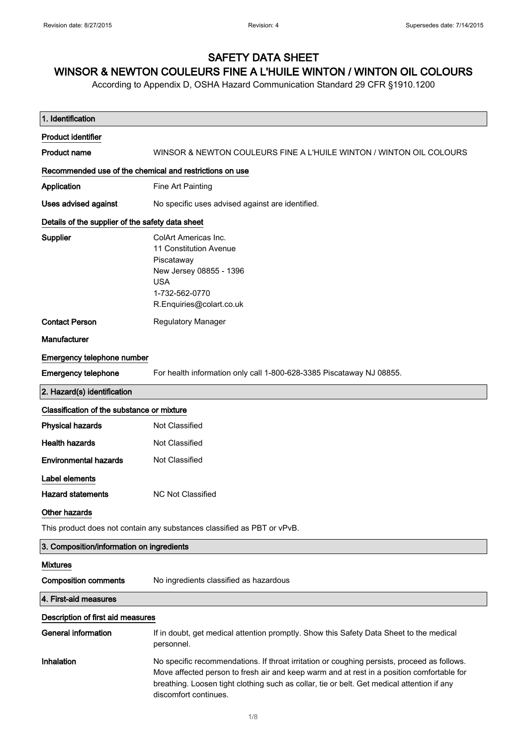# SAFETY DATA SHEET

## WINSOR & NEWTON COULEURS FINE A L'HUILE WINTON / WINTON OIL COLOURS

According to Appendix D, OSHA Hazard Communication Standard 29 CFR §1910.1200

### 1. Identification

**Product identifier**

**Product name** WINSOR & NEWTON COULEURS FINE A L'HUILE WINTON / WINTON OIL COLOURS

**Recommended use of the chemical and restrictions on use**

**Application** Fine Art Painting

**Uses advised against** No specific uses advised against are identified.

**Details of the supplier of the safety data sheet**

**Supplier**
ColArt Americas Inc.
11 Constitution Avenue
Piscataway
New Jersey 08855 - 1396
USA
1-732-562-0770
R.Enquiries@colart.co.uk

**Contact Person** Regulatory Manager

**Manufacturer**

**Emergency telephone number**

**Emergency telephone** For health information only call 1-800-628-3385 Piscataway NJ 08855.

### 2. Hazard(s) identification

**Classification of the substance or mixture**

**Physical hazards** Not Classified

**Health hazards** Not Classified

**Environmental hazards** Not Classified

**Label elements**

**Hazard statements** NC Not Classified

**Other hazards**

This product does not contain any substances classified as PBT or vPvB.

### 3. Composition/information on ingredients

**Mixtures**

**Composition comments** No ingredients classified as hazardous

### 4. First-aid measures

**Description of first aid measures**

**General information** If in doubt, get medical attention promptly. Show this Safety Data Sheet to the medical personnel.

**Inhalation** No specific recommendations. If throat irritation or coughing persists, proceed as follows. Move affected person to fresh air and keep warm and at rest in a position comfortable for breathing. Loosen tight clothing such as collar, tie or belt. Get medical attention if any discomfort continues.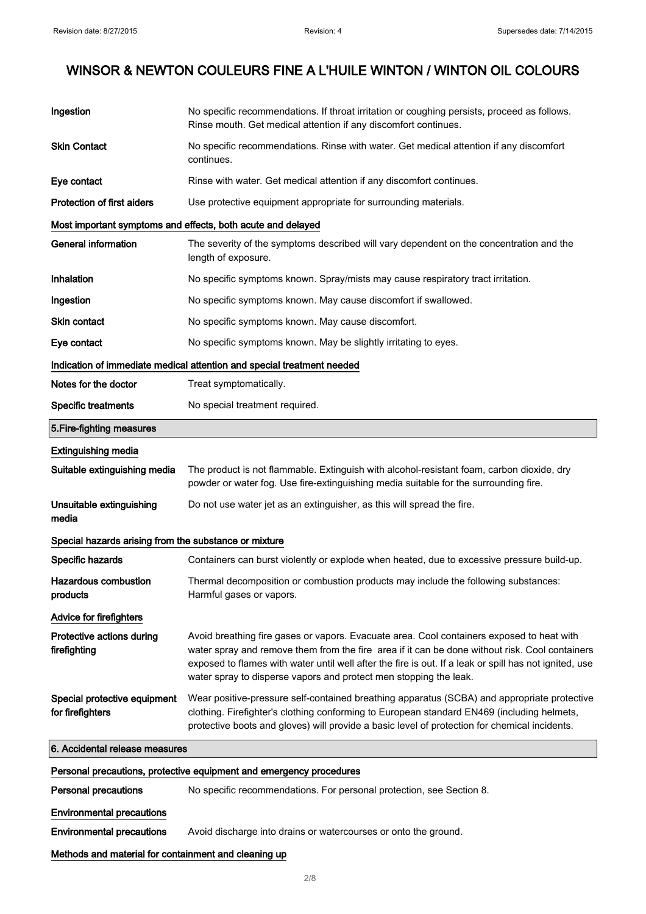| | |
|---|---|
| Ingestion | No specific recommendations. If throat irritation or coughing persists, proceed as follows. Rinse mouth. Get medical attention if any discomfort continues. |
| Skin Contact | No specific recommendations. Rinse with water. Get medical attention if any discomfort continues. |
| Eye contact | Rinse with water. Get medical attention if any discomfort continues. |
| Protection of first aiders | Use protective equipment appropriate for surrounding materials. |

**Most important symptoms and effects, both acute and delayed**

| | |
|---|---|
| General information | The severity of the symptoms described will vary dependent on the concentration and the length of exposure. |
| Inhalation | No specific symptoms known. Spray/mists may cause respiratory tract irritation. |
| Ingestion | No specific symptoms known. May cause discomfort if swallowed. |
| Skin contact | No specific symptoms known. May cause discomfort. |
| Eye contact | No specific symptoms known. May be slightly irritating to eyes. |

**Indication of immediate medical attention and special treatment needed**

| | |
|---|---|
| Notes for the doctor | Treat symptomatically. |
| Specific treatments | No special treatment required. |

## 5.Fire-fighting measures

**Extinguishing media**

| | |
|---|---|
| Suitable extinguishing media | The product is not flammable. Extinguish with alcohol-resistant foam, carbon dioxide, dry powder or water fog. Use fire-extinguishing media suitable for the surrounding fire. |
| Unsuitable extinguishing media | Do not use water jet as an extinguisher, as this will spread the fire. |

**Special hazards arising from the substance or mixture**

| | |
|---|---|
| Specific hazards | Containers can burst violently or explode when heated, due to excessive pressure build-up. |
| Hazardous combustion products | Thermal decomposition or combustion products may include the following substances: Harmful gases or vapors. |

**Advice for firefighters**

| | |
|---|---|
| Protective actions during firefighting | Avoid breathing fire gases or vapors. Evacuate area. Cool containers exposed to heat with water spray and remove them from the fire area if it can be done without risk. Cool containers exposed to flames with water until well after the fire is out. If a leak or spill has not ignited, use water spray to disperse vapors and protect men stopping the leak. |
| Special protective equipment for firefighters | Wear positive-pressure self-contained breathing apparatus (SCBA) and appropriate protective clothing. Firefighter's clothing conforming to European standard EN469 (including helmets, protective boots and gloves) will provide a basic level of protection for chemical incidents. |

## 6. Accidental release measures

**Personal precautions, protective equipment and emergency procedures**

| | |
|---|---|
| Personal precautions | No specific recommendations. For personal protection, see Section 8. |

**Environmental precautions**

| | |
|---|---|
| Environmental precautions | Avoid discharge into drains or watercourses or onto the ground. |

**Methods and material for containment and cleaning up**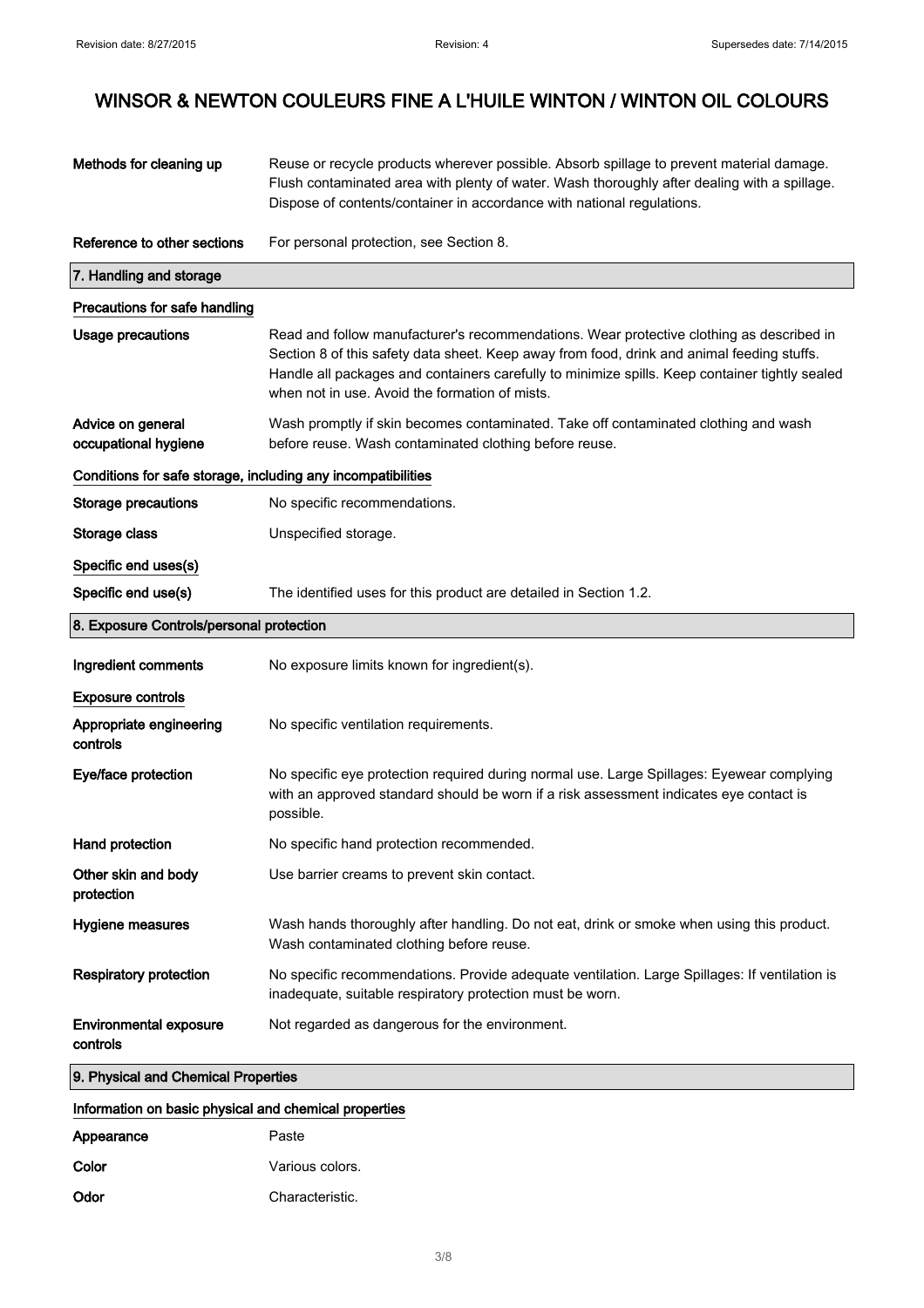| | |
|---|---|
| **Methods for cleaning up** | Reuse or recycle products wherever possible. Absorb spillage to prevent material damage. Flush contaminated area with plenty of water. Wash thoroughly after dealing with a spillage. Dispose of contents/container in accordance with national regulations. |
| **Reference to other sections** | For personal protection, see Section 8. |

## 7. Handling and storage

### Precautions for safe handling

| | |
|---|---|
| **Usage precautions** | Read and follow manufacturer's recommendations. Wear protective clothing as described in Section 8 of this safety data sheet. Keep away from food, drink and animal feeding stuffs. Handle all packages and containers carefully to minimize spills. Keep container tightly sealed when not in use. Avoid the formation of mists. |
| **Advice on general occupational hygiene** | Wash promptly if skin becomes contaminated. Take off contaminated clothing and wash before reuse. Wash contaminated clothing before reuse. |

### Conditions for safe storage, including any incompatibilities

| | |
|---|---|
| **Storage precautions** | No specific recommendations. |
| **Storage class** | Unspecified storage. |

### Specific end uses(s)

| | |
|---|---|
| **Specific end use(s)** | The identified uses for this product are detailed in Section 1.2. |

## 8. Exposure Controls/personal protection

| | |
|---|---|
| **Ingredient comments** | No exposure limits known for ingredient(s). |

### Exposure controls

| | |
|---|---|
| **Appropriate engineering controls** | No specific ventilation requirements. |
| **Eye/face protection** | No specific eye protection required during normal use. Large Spillages: Eyewear complying with an approved standard should be worn if a risk assessment indicates eye contact is possible. |
| **Hand protection** | No specific hand protection recommended. |
| **Other skin and body protection** | Use barrier creams to prevent skin contact. |
| **Hygiene measures** | Wash hands thoroughly after handling. Do not eat, drink or smoke when using this product. Wash contaminated clothing before reuse. |
| **Respiratory protection** | No specific recommendations. Provide adequate ventilation. Large Spillages: If ventilation is inadequate, suitable respiratory protection must be worn. |
| **Environmental exposure controls** | Not regarded as dangerous for the environment. |

## 9. Physical and Chemical Properties

### Information on basic physical and chemical properties

| | |
|---|---|
| **Appearance** | Paste |
| **Color** | Various colors. |
| **Odor** | Characteristic. |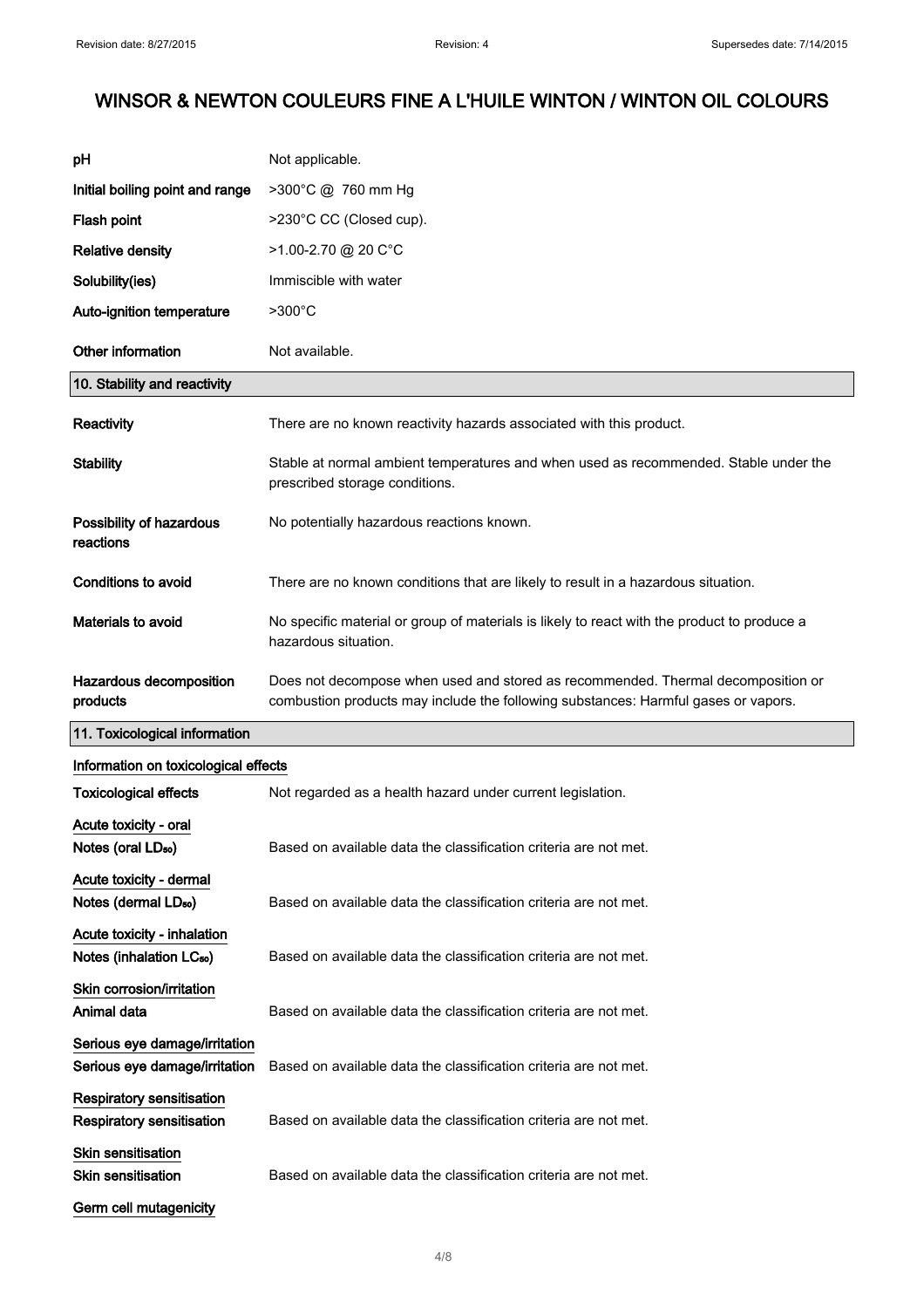| | |
|---|---|
| **pH** | Not applicable. |
| **Initial boiling point and range** | >300°C @ 760 mm Hg |
| **Flash point** | >230°C CC (Closed cup). |
| **Relative density** | >1.00-2.70 @ 20 C°C |
| **Solubility(ies)** | Immiscible with water |
| **Auto-ignition temperature** | >300°C |
| **Other information** | Not available. |

## 10. Stability and reactivity

**Reactivity** There are no known reactivity hazards associated with this product.

**Stability** Stable at normal ambient temperatures and when used as recommended. Stable under the prescribed storage conditions.

**Possibility of hazardous reactions** No potentially hazardous reactions known.

**Conditions to avoid** There are no known conditions that are likely to result in a hazardous situation.

**Materials to avoid** No specific material or group of materials is likely to react with the product to produce a hazardous situation.

**Hazardous decomposition products** Does not decompose when used and stored as recommended. Thermal decomposition or combustion products may include the following substances: Harmful gases or vapors.

## 11. Toxicological information

### Information on toxicological effects

**Toxicological effects** Not regarded as a health hazard under current legislation.

**Acute toxicity - oral**

**Notes (oral $LD_{50}$)** Based on available data the classification criteria are not met.

**Acute toxicity - dermal**

**Notes (dermal $LD_{50}$)** Based on available data the classification criteria are not met.

**Acute toxicity - inhalation**

**Notes (inhalation $LC_{50}$)** Based on available data the classification criteria are not met.

**Skin corrosion/irritation**

**Animal data** Based on available data the classification criteria are not met.

**Serious eye damage/irritation**

**Serious eye damage/irritation** Based on available data the classification criteria are not met.

**Respiratory sensitisation**

**Respiratory sensitisation** Based on available data the classification criteria are not met.

**Skin sensitisation**

**Skin sensitisation** Based on available data the classification criteria are not met.

**Germ cell mutagenicity**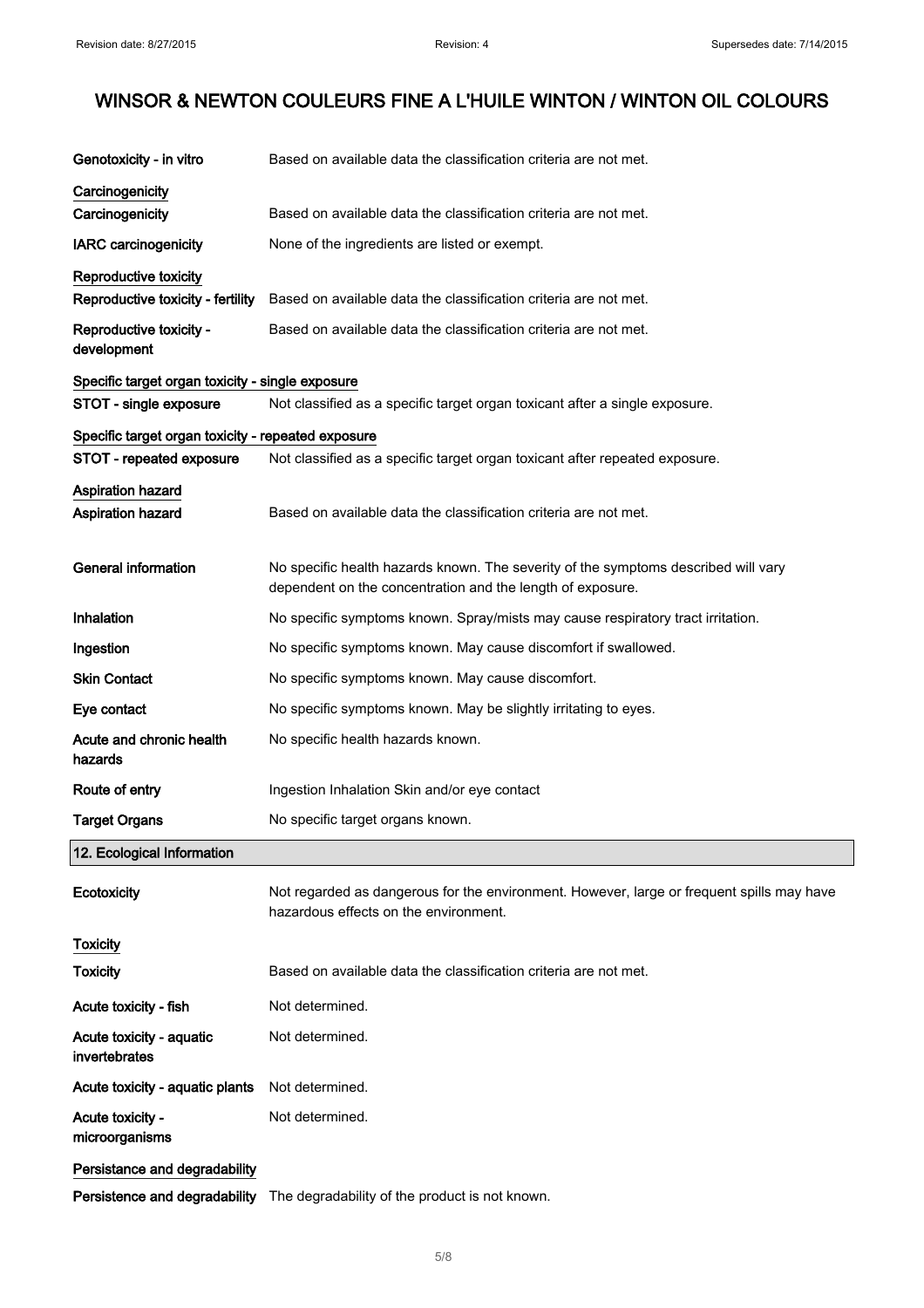| | |
|---|---|
| **Genotoxicity - in vitro** | Based on available data the classification criteria are not met. |

**Carcinogenicity**

| | |
|---|---|
| **Carcinogenicity** | Based on available data the classification criteria are not met. |
| **IARC carcinogenicity** | None of the ingredients are listed or exempt. |

**Reproductive toxicity**

| | |
|---|---|
| **Reproductive toxicity - fertility** | Based on available data the classification criteria are not met. |
| **Reproductive toxicity - development** | Based on available data the classification criteria are not met. |

**Specific target organ toxicity - single exposure**

| | |
|---|---|
| **STOT - single exposure** | Not classified as a specific target organ toxicant after a single exposure. |

**Specific target organ toxicity - repeated exposure**

| | |
|---|---|
| **STOT - repeated exposure** | Not classified as a specific target organ toxicant after repeated exposure. |

**Aspiration hazard**

| | |
|---|---|
| **Aspiration hazard** | Based on available data the classification criteria are not met. |
| **General information** | No specific health hazards known. The severity of the symptoms described will vary dependent on the concentration and the length of exposure. |
| **Inhalation** | No specific symptoms known. Spray/mists may cause respiratory tract irritation. |
| **Ingestion** | No specific symptoms known. May cause discomfort if swallowed. |
| **Skin Contact** | No specific symptoms known. May cause discomfort. |
| **Eye contact** | No specific symptoms known. May be slightly irritating to eyes. |
| **Acute and chronic health hazards** | No specific health hazards known. |
| **Route of entry** | Ingestion Inhalation Skin and/or eye contact |
| **Target Organs** | No specific target organs known. |

## 12. Ecological Information

| | |
|---|---|
| **Ecotoxicity** | Not regarded as dangerous for the environment. However, large or frequent spills may have hazardous effects on the environment. |

**Toxicity**

| | |
|---|---|
| **Toxicity** | Based on available data the classification criteria are not met. |
| **Acute toxicity - fish** | Not determined. |
| **Acute toxicity - aquatic invertebrates** | Not determined. |
| **Acute toxicity - aquatic plants** | Not determined. |
| **Acute toxicity - microorganisms** | Not determined. |

**Persistance and degradability**

| | |
|---|---|
| **Persistence and degradability** | The degradability of the product is not known. |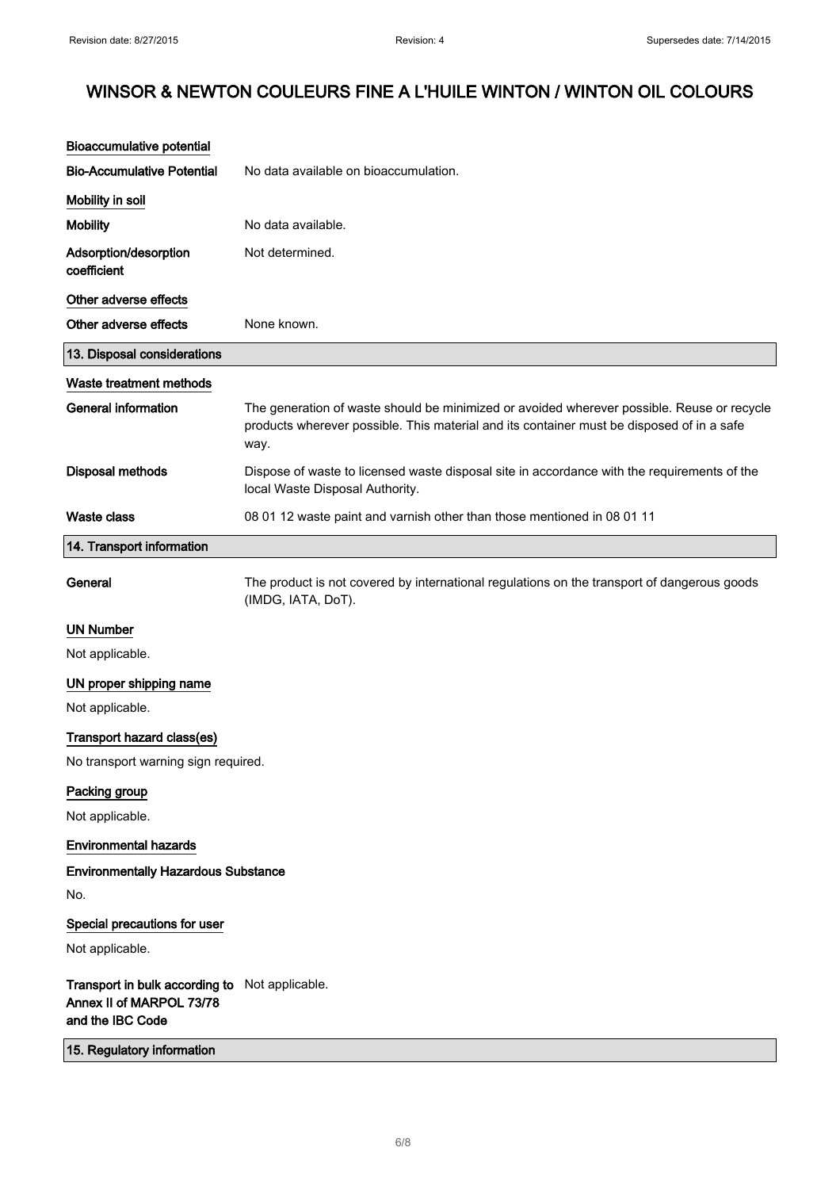### Bioaccumulative potential

| | |
|---|---|
| **Bio-Accumulative Potential** | No data available on bioaccumulation. |

### Mobility in soil

| | |
|---|---|
| **Mobility** | No data available. |
| **Adsorption/desorption coefficient** | Not determined. |

### Other adverse effects

| | |
|---|---|
| **Other adverse effects** | None known. |

## 13. Disposal considerations

### Waste treatment methods

| | |
|---|---|
| **General information** | The generation of waste should be minimized or avoided wherever possible. Reuse or recycle products wherever possible. This material and its container must be disposed of in a safe way. |
| **Disposal methods** | Dispose of waste to licensed waste disposal site in accordance with the requirements of the local Waste Disposal Authority. |
| **Waste class** | 08 01 12 waste paint and varnish other than those mentioned in 08 01 11 |

## 14. Transport information

| | |
|---|---|
| **General** | The product is not covered by international regulations on the transport of dangerous goods (IMDG, IATA, DoT). |

### UN Number

Not applicable.

### UN proper shipping name

Not applicable.

### Transport hazard class(es)

No transport warning sign required.

### Packing group

Not applicable.

### Environmental hazards

**Environmentally Hazardous Substance**

No.

### Special precautions for user

Not applicable.

| | |
|---|---|
| **Transport in bulk according to Annex II of MARPOL 73/78 and the IBC Code** | Not applicable. |

## 15. Regulatory information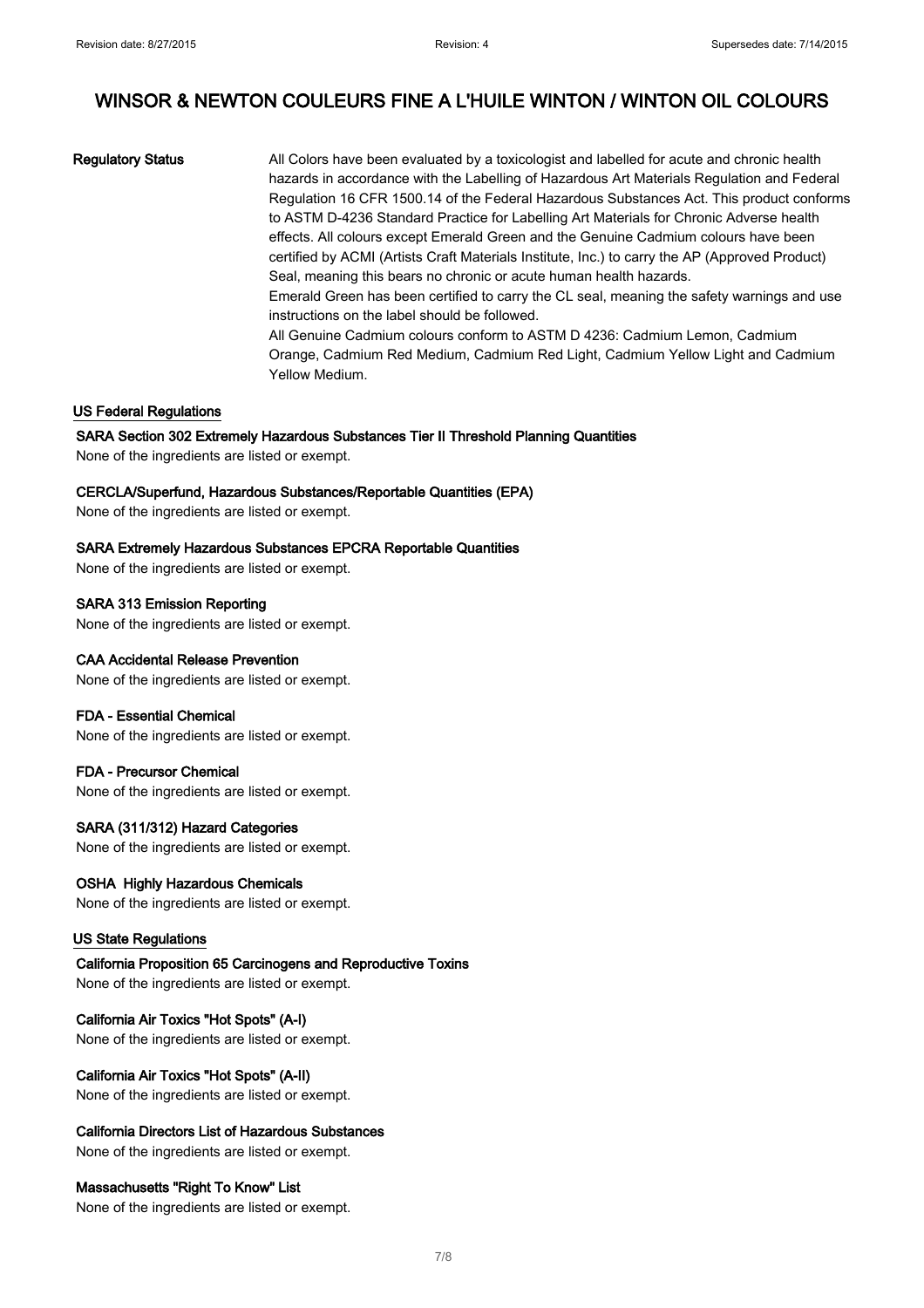# WINSOR & NEWTON COULEURS FINE A L'HUILE WINTON / WINTON OIL COLOURS

**Regulatory Status**

All Colors have been evaluated by a toxicologist and labelled for acute and chronic health hazards in accordance with the Labelling of Hazardous Art Materials Regulation and Federal Regulation 16 CFR 1500.14 of the Federal Hazardous Substances Act. This product conforms to ASTM D-4236 Standard Practice for Labelling Art Materials for Chronic Adverse health effects. All colours except Emerald Green and the Genuine Cadmium colours have been certified by ACMI (Artists Craft Materials Institute, Inc.) to carry the AP (Approved Product) Seal, meaning this bears no chronic or acute human health hazards.
Emerald Green has been certified to carry the CL seal, meaning the safety warnings and use instructions on the label should be followed.
All Genuine Cadmium colours conform to ASTM D 4236: Cadmium Lemon, Cadmium Orange, Cadmium Red Medium, Cadmium Red Light, Cadmium Yellow Light and Cadmium Yellow Medium.

## US Federal Regulations

**SARA Section 302 Extremely Hazardous Substances Tier II Threshold Planning Quantities**
None of the ingredients are listed or exempt.

**CERCLA/Superfund, Hazardous Substances/Reportable Quantities (EPA)**
None of the ingredients are listed or exempt.

**SARA Extremely Hazardous Substances EPCRA Reportable Quantities**
None of the ingredients are listed or exempt.

**SARA 313 Emission Reporting**
None of the ingredients are listed or exempt.

**CAA Accidental Release Prevention**
None of the ingredients are listed or exempt.

**FDA - Essential Chemical**
None of the ingredients are listed or exempt.

**FDA - Precursor Chemical**
None of the ingredients are listed or exempt.

**SARA (311/312) Hazard Categories**
None of the ingredients are listed or exempt.

**OSHA Highly Hazardous Chemicals**
None of the ingredients are listed or exempt.

## US State Regulations

**California Proposition 65 Carcinogens and Reproductive Toxins**
None of the ingredients are listed or exempt.

**California Air Toxics "Hot Spots" (A-I)**
None of the ingredients are listed or exempt.

**California Air Toxics "Hot Spots" (A-II)**
None of the ingredients are listed or exempt.

**California Directors List of Hazardous Substances**
None of the ingredients are listed or exempt.

**Massachusetts "Right To Know" List**
None of the ingredients are listed or exempt.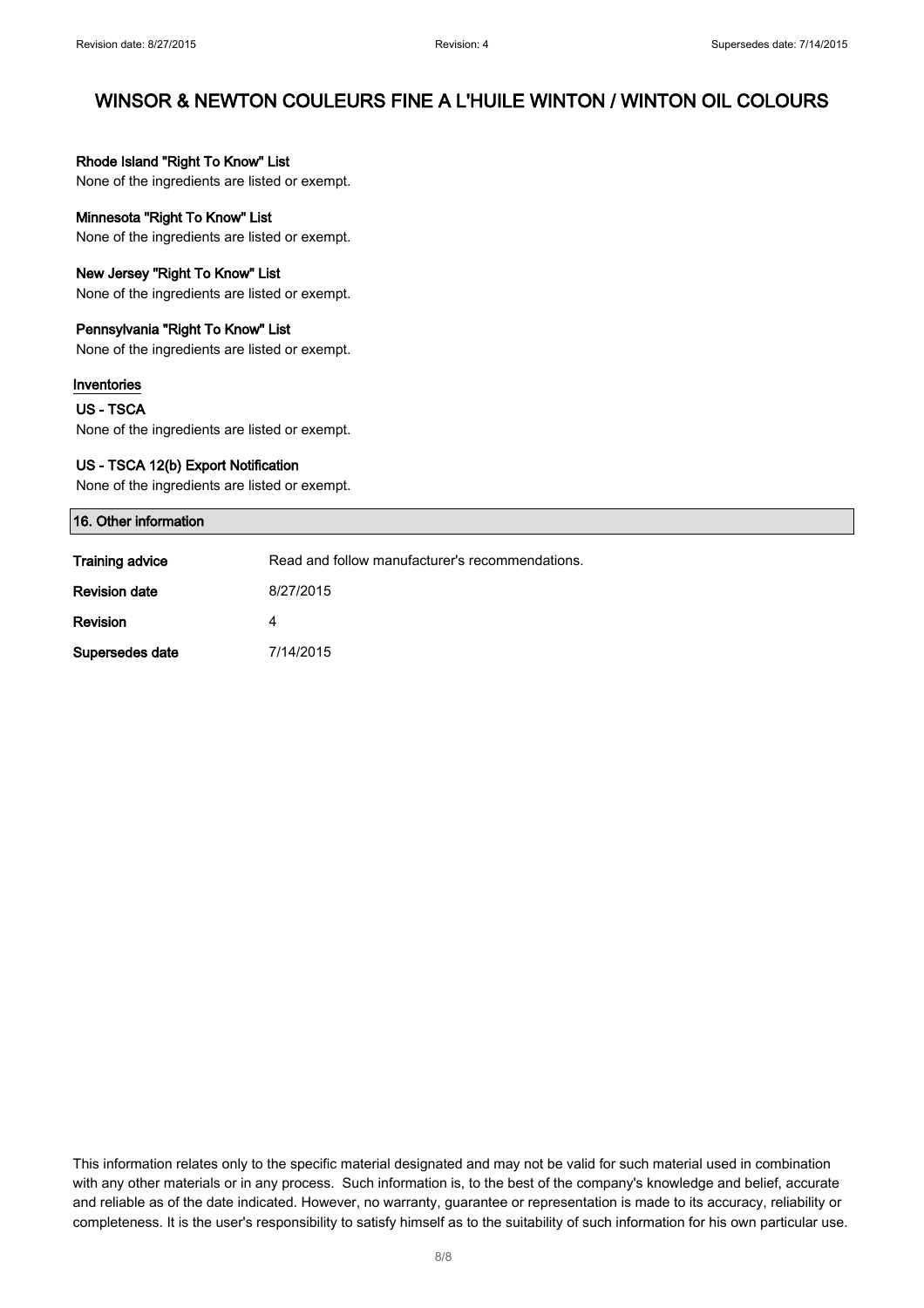#### Rhode Island "Right To Know" List

None of the ingredients are listed or exempt.

#### Minnesota "Right To Know" List

None of the ingredients are listed or exempt.

#### New Jersey "Right To Know" List

None of the ingredients are listed or exempt.

#### Pennsylvania "Right To Know" List

None of the ingredients are listed or exempt.

### Inventories

#### US - TSCA

None of the ingredients are listed or exempt.

#### US - TSCA 12(b) Export Notification

None of the ingredients are listed or exempt.

## 16. Other information

| | |
|---|---|
| **Training advice** | Read and follow manufacturer's recommendations. |
| **Revision date** | 8/27/2015 |
| **Revision** | 4 |
| **Supersedes date** | 7/14/2015 |

This information relates only to the specific material designated and may not be valid for such material used in combination with any other materials or in any process. Such information is, to the best of the company's knowledge and belief, accurate and reliable as of the date indicated. However, no warranty, guarantee or representation is made to its accuracy, reliability or completeness. It is the user's responsibility to satisfy himself as to the suitability of such information for his own particular use.